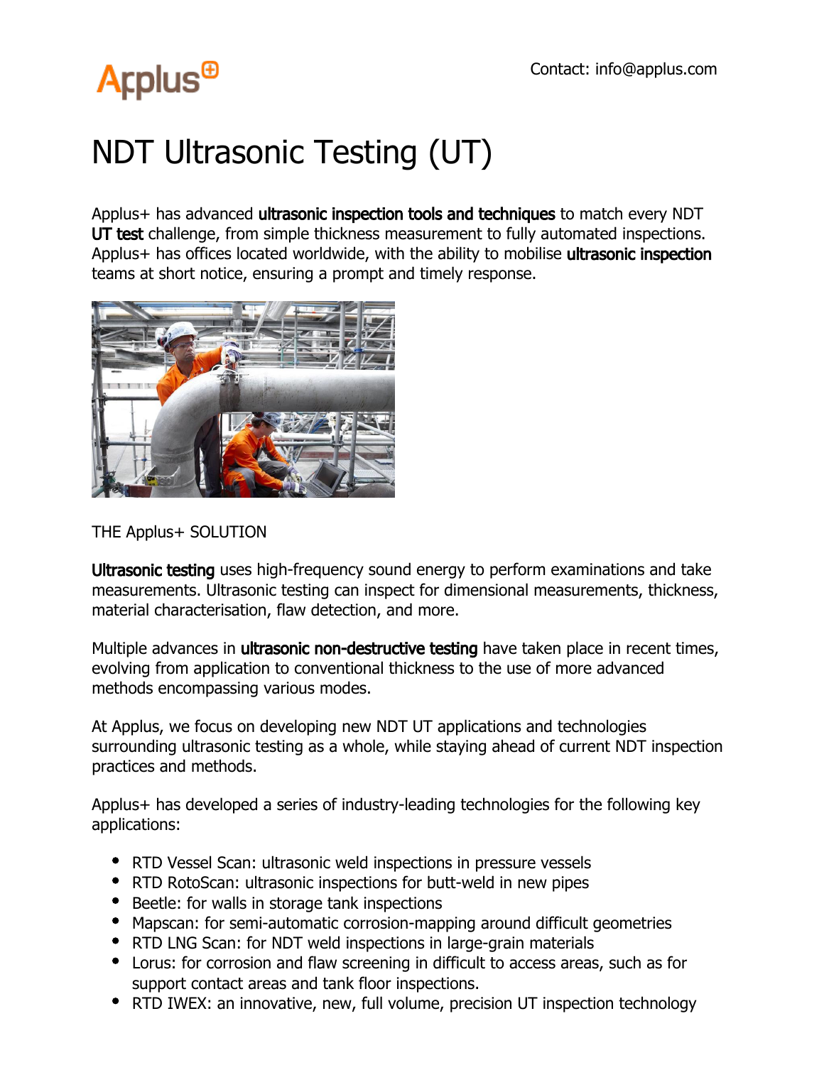Applus+

Contact: info@applus.com

# NDT Ultrasonic Testing (UT)

Applus+ has advanced **ultrasonic inspection tools and techniques** to match every NDT **UT test** challenge, from simple thickness measurement to fully automated inspections. Applus+ has offices located worldwide, with the ability to mobilise **ultrasonic inspection** teams at short notice, ensuring a prompt and timely response.

THE Applus+ SOLUTION

**Ultrasonic testing** uses high-frequency sound energy to perform examinations and take measurements. Ultrasonic testing can inspect for dimensional measurements, thickness, material characterisation, flaw detection, and more.

Multiple advances in **ultrasonic non-destructive testing** have taken place in recent times, evolving from application to conventional thickness to the use of more advanced methods encompassing various modes.

At Applus, we focus on developing new NDT UT applications and technologies surrounding ultrasonic testing as a whole, while staying ahead of current NDT inspection practices and methods.

Applus+ has developed a series of industry-leading technologies for the following key applications:

- RTD Vessel Scan: ultrasonic weld inspections in pressure vessels
- RTD RotoScan: ultrasonic inspections for butt-weld in new pipes
- Beetle: for walls in storage tank inspections
- Mapscan: for semi-automatic corrosion-mapping around difficult geometries
- RTD LNG Scan: for NDT weld inspections in large-grain materials
- Lorus: for corrosion and flaw screening in difficult to access areas, such as for support contact areas and tank floor inspections.
- RTD IWEX: an innovative, new, full volume, precision UT inspection technology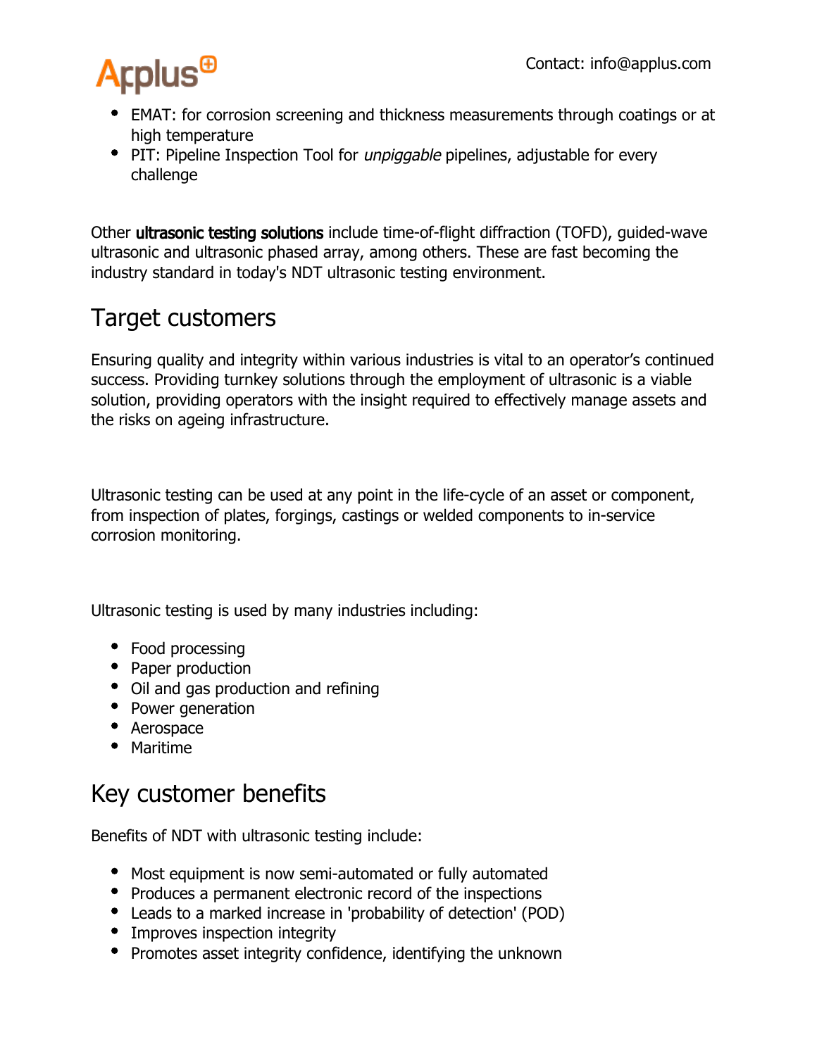- EMAT: for corrosion screening and thickness measurements through coatings or at high temperature
- PIT: Pipeline Inspection Tool for *unpiggable* pipelines, adjustable for every challenge

Other **ultrasonic testing solutions** include time-of-flight diffraction (TOFD), guided-wave ultrasonic and ultrasonic phased array, among others. These are fast becoming the industry standard in today's NDT ultrasonic testing environment.

## Target customers

Ensuring quality and integrity within various industries is vital to an operator's continued success. Providing turnkey solutions through the employment of ultrasonic is a viable solution, providing operators with the insight required to effectively manage assets and the risks on ageing infrastructure.

Ultrasonic testing can be used at any point in the life-cycle of an asset or component, from inspection of plates, forgings, castings or welded components to in-service corrosion monitoring.

Ultrasonic testing is used by many industries including:

- Food processing
- Paper production
- Oil and gas production and refining
- Power generation
- Aerospace
- Maritime

## Key customer benefits

Benefits of NDT with ultrasonic testing include:

- Most equipment is now semi-automated or fully automated
- Produces a permanent electronic record of the inspections
- Leads to a marked increase in 'probability of detection' (POD)
- Improves inspection integrity
- Promotes asset integrity confidence, identifying the unknown